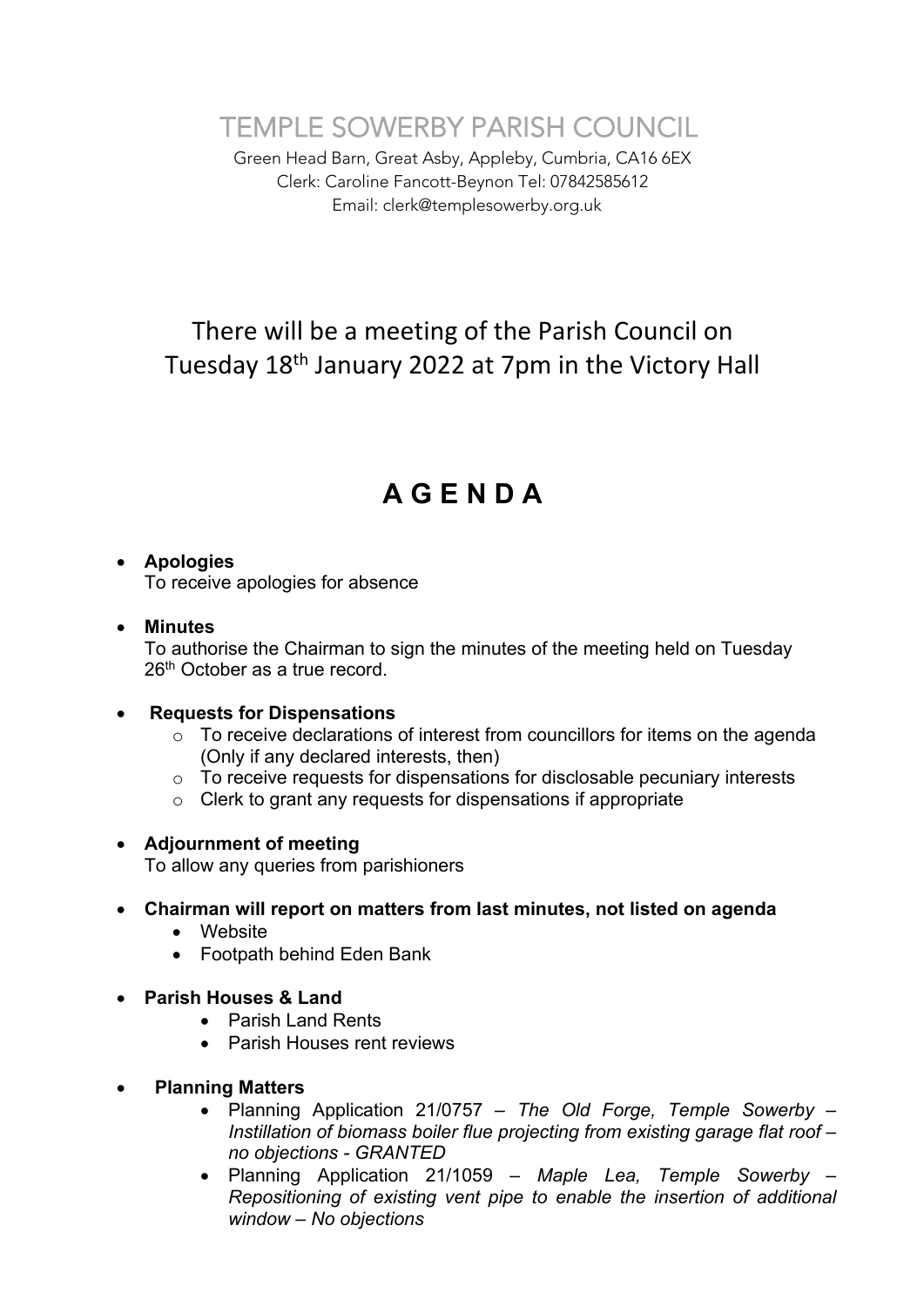# TEMPLE SOWERBY PARISH COUNCIL

Green Head Barn, Great Asby, Appleby, Cumbria, CA16 6EX
Clerk: Caroline Fancott-Beynon Tel: 07842585612
Email: clerk@templesowerby.org.uk

There will be a meeting of the Parish Council on Tuesday 18th January 2022 at 7pm in the Victory Hall

## A G E N D A

- **Apologies**
  To receive apologies for absence

- **Minutes**
  To authorise the Chairman to sign the minutes of the meeting held on Tuesday 26th October as a true record.

- **Requests for Dispensations**
  - To receive declarations of interest from councillors for items on the agenda (Only if any declared interests, then)
  - To receive requests for dispensations for disclosable pecuniary interests
  - Clerk to grant any requests for dispensations if appropriate

- **Adjournment of meeting**
  To allow any queries from parishioners

- **Chairman will report on matters from last minutes, not listed on agenda**
  - Website
  - Footpath behind Eden Bank

- **Parish Houses & Land**
  - Parish Land Rents
  - Parish Houses rent reviews

- **Planning Matters**
  - Planning Application 21/0757 – *The Old Forge, Temple Sowerby – Instillation of biomass boiler flue projecting from existing garage flat roof – no objections - GRANTED*
  - Planning Application 21/1059 – *Maple Lea, Temple Sowerby – Repositioning of existing vent pipe to enable the insertion of additional window – No objections*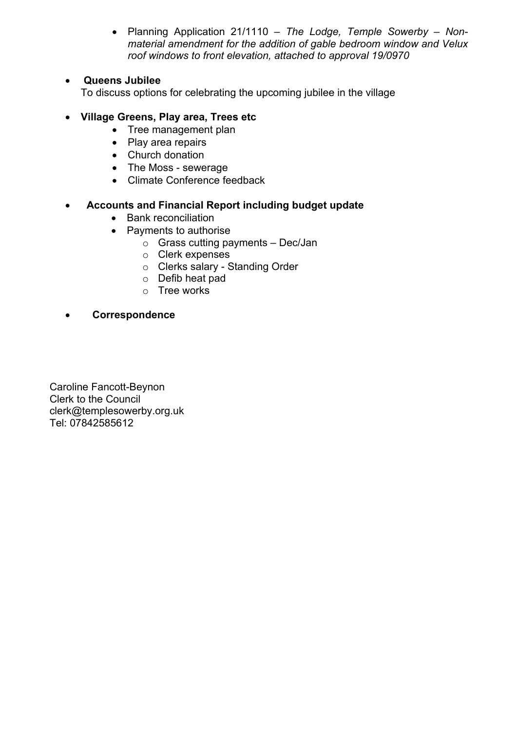- Planning Application 21/1110 – *The Lodge, Temple Sowerby – Non-material amendment for the addition of gable bedroom window and Velux roof windows to front elevation, attached to approval 19/0970*

- **Queens Jubilee**
  To discuss options for celebrating the upcoming jubilee in the village

- **Village Greens, Play area, Trees etc**
  - Tree management plan
  - Play area repairs
  - Church donation
  - The Moss - sewerage
  - Climate Conference feedback

- **Accounts and Financial Report including budget update**
  - Bank reconciliation
  - Payments to authorise
    - Grass cutting payments – Dec/Jan
    - Clerk expenses
    - Clerks salary - Standing Order
    - Defib heat pad
    - Tree works

- **Correspondence**

Caroline Fancott-Beynon
Clerk to the Council
clerk@templesowerby.org.uk
Tel: 07842585612